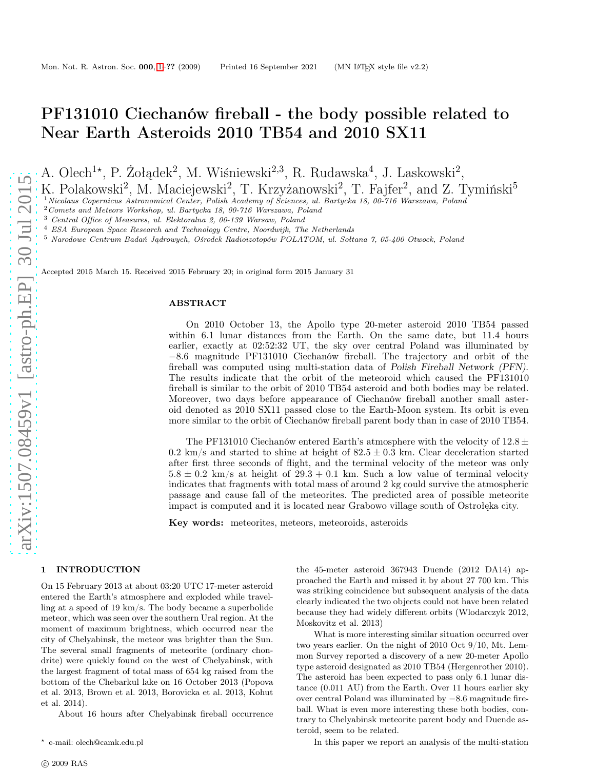# PF131010 Ciechanów fireball - the body possible related to Near Earth Asteroids 2010 TB54 and 2010 SX11

A. Olech[1⋆], P. Żołądek[2], M. Wiśniewski[2,3], R. Rudawska[4], J. Laskowski[2], K. Polakowski[2], M. Maciejewski[2], T. Krzyżanowski[2], T. Fajfer[2], and Z. Tymiński[5]

[1] *Nicolaus Copernicus Astronomical Center, Polish Academy of Sciences, ul. Bartycka 18, 00-716 Warszawa, Poland*
[2] *Comets and Meteors Workshop, ul. Bartycka 18, 00-716 Warszawa, Poland*
[3] *Central Office of Measures, ul. Elektoralna 2, 00-139 Warsaw, Poland*
[4] *ESA European Space Research and Technology Centre, Noordwijk, The Netherlands*
[5] *Narodowe Centrum Badań Jądrowych, Ośrodek Radioizotopów POLATOM, ul. Sołtana 7, 05-400 Otwock, Poland*

Accepted 2015 March 15. Received 2015 February 20; in original form 2015 January 31

## ABSTRACT

On 2010 October 13, the Apollo type 20-meter asteroid 2010 TB54 passed within 6.1 lunar distances from the Earth. On the same date, but 11.4 hours earlier, exactly at 02:52:32 UT, the sky over central Poland was illuminated by $-8.6$ magnitude PF131010 Ciechanów fireball. The trajectory and orbit of the fireball was computed using multi-station data of *Polish Fireball Network (PFN)*. The results indicate that the orbit of the meteoroid which caused the PF131010 fireball is similar to the orbit of 2010 TB54 asteroid and both bodies may be related. Moreover, two days before appearance of Ciechanów fireball another small asteroid denoted as 2010 SX11 passed close to the Earth-Moon system. Its orbit is even more similar to the orbit of Ciechanów fireball parent body than in case of 2010 TB54.

The PF131010 Ciechanów entered Earth's atmosphere with the velocity of $12.8 \pm 0.2$ km/s and started to shine at height of $82.5 \pm 0.3$ km. Clear deceleration started after first three seconds of flight, and the terminal velocity of the meteor was only $5.8 \pm 0.2$ km/s at height of $29.3 + 0.1$ km. Such a low value of terminal velocity indicates that fragments with total mass of around 2 kg could survive the atmospheric passage and cause fall of the meteorites. The predicted area of possible meteorite impact is computed and it is located near Grabowo village south of Ostrołęka city.

**Key words:** meteorites, meteors, meteoroids, asteroids

## 1 INTRODUCTION

On 15 February 2013 at about 03:20 UTC 17-meter asteroid entered the Earth's atmosphere and exploded while travelling at a speed of 19 km/s. The body became a superbolide meteor, which was seen over the southern Ural region. At the moment of maximum brightness, which occurred near the city of Chelyabinsk, the meteor was brighter than the Sun. The several small fragments of meteorite (ordinary chondrite) were quickly found on the west of Chelyabinsk, with the largest fragment of total mass of 654 kg raised from the bottom of the Chebarkul lake on 16 October 2013 (Popova et al. 2013, Brown et al. 2013, Borovicka et al. 2013, Kohut et al. 2014).

About 16 hours after Chelyabinsk fireball occurrence the 45-meter asteroid 367943 Duende (2012 DA14) approached the Earth and missed it by about 27 700 km. This was striking coincidence but subsequent analysis of the data clearly indicated the two objects could not have been related because they had widely different orbits (Wlodarczyk 2012, Moskovitz et al. 2013)

What is more interesting similar situation occurred over two years earlier. On the night of 2010 Oct 9/10, Mt. Lemmon Survey reported a discovery of a new 20-meter Apollo type asteroid designated as 2010 TB54 (Hergenrother 2010). The asteroid has been expected to pass only 6.1 lunar distance (0.011 AU) from the Earth. Over 11 hours earlier sky over central Poland was illuminated by $-8.6$ magnitude fireball. What is even more interesting these both bodies, contrary to Chelyabinsk meteorite parent body and Duende asteroid, seem to be related.

In this paper we report an analysis of the multi-station

⋆ e-mail: olech@camk.edu.pl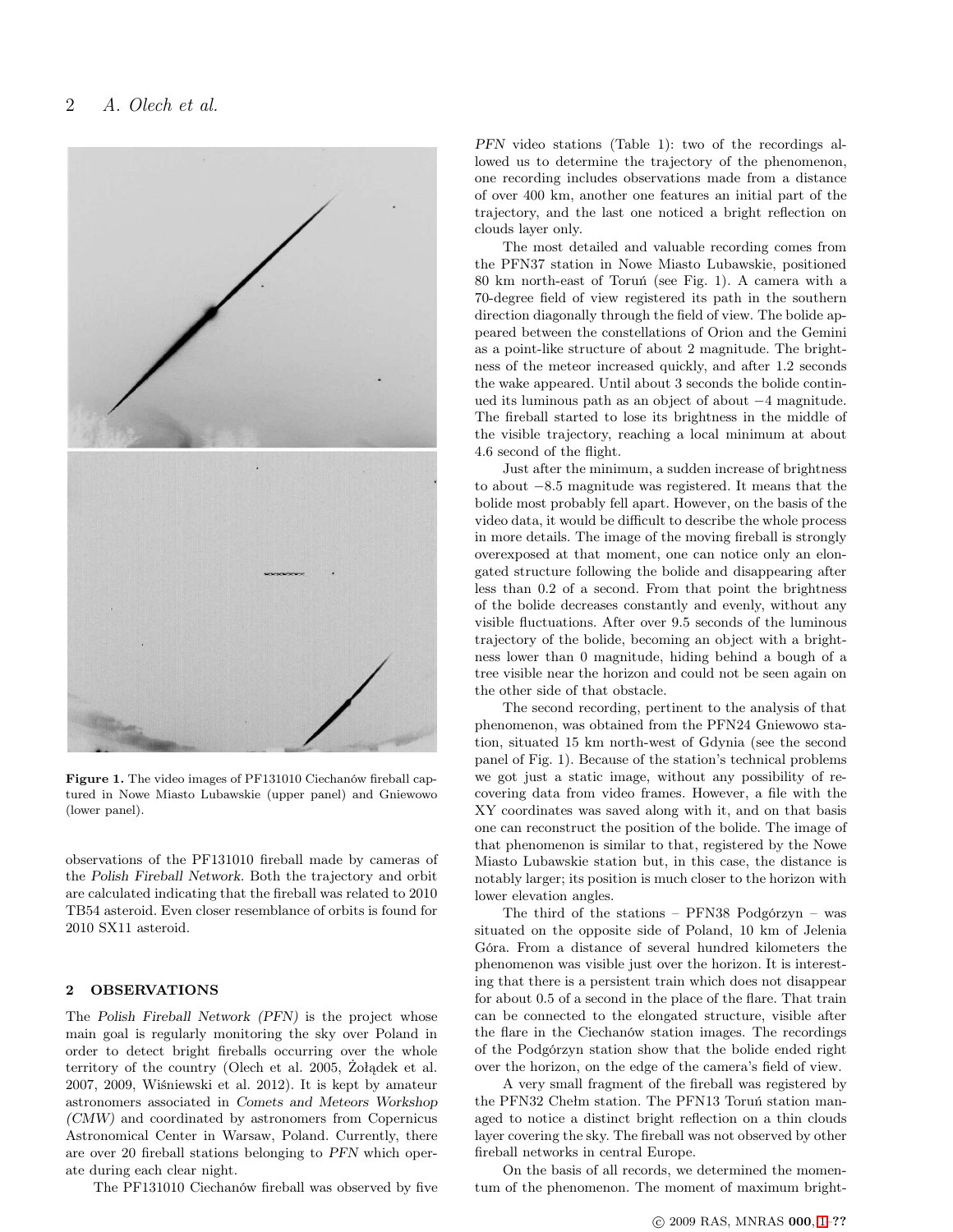Figure 1. The video images of PF131010 Ciechanów fireball captured in Nowe Miasto Lubawskie (upper panel) and Gniewowo (lower panel).

observations of the PF131010 fireball made by cameras of the *Polish Fireball Network*. Both the trajectory and orbit are calculated indicating that the fireball was related to 2010 TB54 asteroid. Even closer resemblance of orbits is found for 2010 SX11 asteroid.

## 2 OBSERVATIONS

The *Polish Fireball Network (PFN)* is the project whose main goal is regularly monitoring the sky over Poland in order to detect bright fireballs occurring over the whole territory of the country (Olech et al. 2005, Żołądek et al. 2007, 2009, Wiśniewski et al. 2012). It is kept by amateur astronomers associated in *Comets and Meteors Workshop (CMW)* and coordinated by astronomers from Copernicus Astronomical Center in Warsaw, Poland. Currently, there are over 20 fireball stations belonging to *PFN* which operate during each clear night.

The PF131010 Ciechanów fireball was observed by five *PFN* video stations (Table 1): two of the recordings allowed us to determine the trajectory of the phenomenon, one recording includes observations made from a distance of over 400 km, another one features an initial part of the trajectory, and the last one noticed a bright reflection on clouds layer only.

The most detailed and valuable recording comes from the PFN37 station in Nowe Miasto Lubawskie, positioned 80 km north-east of Toruń (see Fig. 1). A camera with a 70-degree field of view registered its path in the southern direction diagonally through the field of view. The bolide appeared between the constellations of Orion and the Gemini as a point-like structure of about 2 magnitude. The brightness of the meteor increased quickly, and after 1.2 seconds the wake appeared. Until about 3 seconds the bolide continued its luminous path as an object of about −4 magnitude. The fireball started to lose its brightness in the middle of the visible trajectory, reaching a local minimum at about 4.6 second of the flight.

Just after the minimum, a sudden increase of brightness to about −8.5 magnitude was registered. It means that the bolide most probably fell apart. However, on the basis of the video data, it would be difficult to describe the whole process in more details. The image of the moving fireball is strongly overexposed at that moment, one can notice only an elongated structure following the bolide and disappearing after less than 0.2 of a second. From that point the brightness of the bolide decreases constantly and evenly, without any visible fluctuations. After over 9.5 seconds of the luminous trajectory of the bolide, becoming an object with a brightness lower than 0 magnitude, hiding behind a bough of a tree visible near the horizon and could not be seen again on the other side of that obstacle.

The second recording, pertinent to the analysis of that phenomenon, was obtained from the PFN24 Gniewowo station, situated 15 km north-west of Gdynia (see the second panel of Fig. 1). Because of the station's technical problems we got just a static image, without any possibility of recovering data from video frames. However, a file with the XY coordinates was saved along with it, and on that basis one can reconstruct the position of the bolide. The image of that phenomenon is similar to that, registered by the Nowe Miasto Lubawskie station but, in this case, the distance is notably larger; its position is much closer to the horizon with lower elevation angles.

The third of the stations – PFN38 Podgórzyn – was situated on the opposite side of Poland, 10 km of Jelenia Góra. From a distance of several hundred kilometers the phenomenon was visible just over the horizon. It is interesting that there is a persistent train which does not disappear for about 0.5 of a second in the place of the flare. That train can be connected to the elongated structure, visible after the flare in the Ciechanów station images. The recordings of the Podgórzyn station show that the bolide ended right over the horizon, on the edge of the camera's field of view.

A very small fragment of the fireball was registered by the PFN32 Chełm station. The PFN13 Toruń station managed to notice a distinct bright reflection on a thin clouds layer covering the sky. The fireball was not observed by other fireball networks in central Europe.

On the basis of all records, we determined the momentum of the phenomenon. The moment of maximum bright-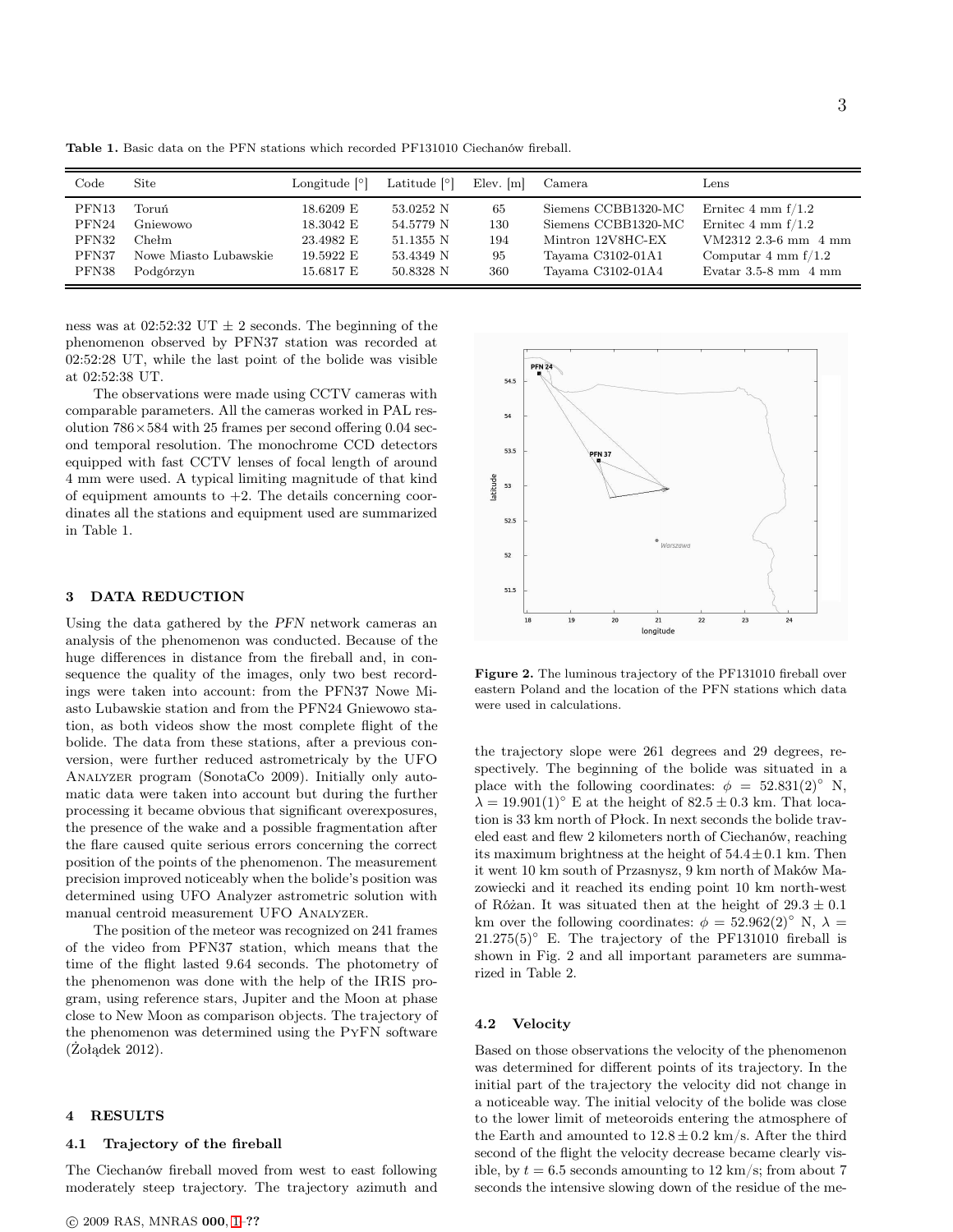**Table 1.** Basic data on the PFN stations which recorded PF131010 Ciechanów fireball.

| Code | Site | Longitude [°] | Latitude [°] | Elev. [m] | Camera | Lens |
|---|---|---|---|---|---|---|
| PFN13 | Toruń | 18.6209 E | 53.0252 N | 65 | Siemens CCBB1320-MC | Ernitec 4 mm f/1.2 |
| PFN24 | Gniewowo | 18.3042 E | 54.5779 N | 130 | Siemens CCBB1320-MC | Ernitec 4 mm f/1.2 |
| PFN32 | Chełm | 23.4982 E | 51.1355 N | 194 | Mintron 12V8HC-EX | VM2312 2.3-6 mm 4 mm |
| PFN37 | Nowe Miasto Lubawskie | 19.5922 E | 53.4349 N | 95 | Tayama C3102-01A1 | Computar 4 mm f/1.2 |
| PFN38 | Podgórzyn | 15.6817 E | 50.8328 N | 360 | Tayama C3102-01A4 | Evatar 3.5-8 mm 4 mm |

ness was at 02:52:32 UT ± 2 seconds. The beginning of the phenomenon observed by PFN37 station was recorded at 02:52:28 UT, while the last point of the bolide was visible at 02:52:38 UT.

The observations were made using CCTV cameras with comparable parameters. All the cameras worked in PAL resolution 786×584 with 25 frames per second offering 0.04 second temporal resolution. The monochrome CCD detectors equipped with fast CCTV lenses of focal length of around 4 mm were used. A typical limiting magnitude of that kind of equipment amounts to +2. The details concerning coordinates all the stations and equipment used are summarized in Table 1.

## 3 DATA REDUCTION

Using the data gathered by the *PFN* network cameras an analysis of the phenomenon was conducted. Because of the huge differences in distance from the fireball and, in consequence the quality of the images, only two best recordings were taken into account: from the PFN37 Nowe Miasto Lubawskie station and from the PFN24 Gniewowo station, as both videos show the most complete flight of the bolide. The data from these stations, after a previous conversion, were further reduced astrometricaly by the UFO Analyzer program (SonotaCo 2009). Initially only automatic data were taken into account but during the further processing it became obvious that significant overexposures, the presence of the wake and a possible fragmentation after the flare caused quite serious errors concerning the correct position of the points of the phenomenon. The measurement precision improved noticeably when the bolide's position was determined using UFO Analyzer astrometric solution with manual centroid measurement UFO Analyzer.

The position of the meteor was recognized on 241 frames of the video from PFN37 station, which means that the time of the flight lasted 9.64 seconds. The photometry of the phenomenon was done with the help of the IRIS program, using reference stars, Jupiter and the Moon at phase close to New Moon as comparison objects. The trajectory of the phenomenon was determined using the PyFN software (Żołądek 2012).

## 4 RESULTS

### 4.1 Trajectory of the fireball

The Ciechanów fireball moved from west to east following moderately steep trajectory. The trajectory azimuth and the trajectory slope were 261 degrees and 29 degrees, respectively. The beginning of the bolide was situated in a place with the following coordinates: $\phi = 52.831(2)^\circ$ N, $\lambda = 19.901(1)^\circ$ E at the height of $82.5 \pm 0.3$ km. That location is 33 km north of Płock. In next seconds the bolide traveled east and flew 2 kilometers north of Ciechanów, reaching its maximum brightness at the height of $54.4 \pm 0.1$ km. Then it went 10 km south of Przasnysz, 9 km north of Maków Mazowiecki and it reached its ending point 10 km north-west of Różan. It was situated then at the height of $29.3 \pm 0.1$ km over the following coordinates: $\phi = 52.962(2)^\circ$ N, $\lambda = 21.275(5)^\circ$ E. The trajectory of the PF131010 fireball is shown in Fig. 2 and all important parameters are summarized in Table 2.

**Figure 2.** The luminous trajectory of the PF131010 fireball over eastern Poland and the location of the PFN stations which data were used in calculations.

### 4.2 Velocity

Based on those observations the velocity of the phenomenon was determined for different points of its trajectory. In the initial part of the trajectory the velocity did not change in a noticeable way. The initial velocity of the bolide was close to the lower limit of meteoroids entering the atmosphere of the Earth and amounted to $12.8 \pm 0.2$ km/s. After the third second of the flight the velocity decrease became clearly visible, by $t = 6.5$ seconds amounting to 12 km/s; from about 7 seconds the intensive slowing down of the residue of the me-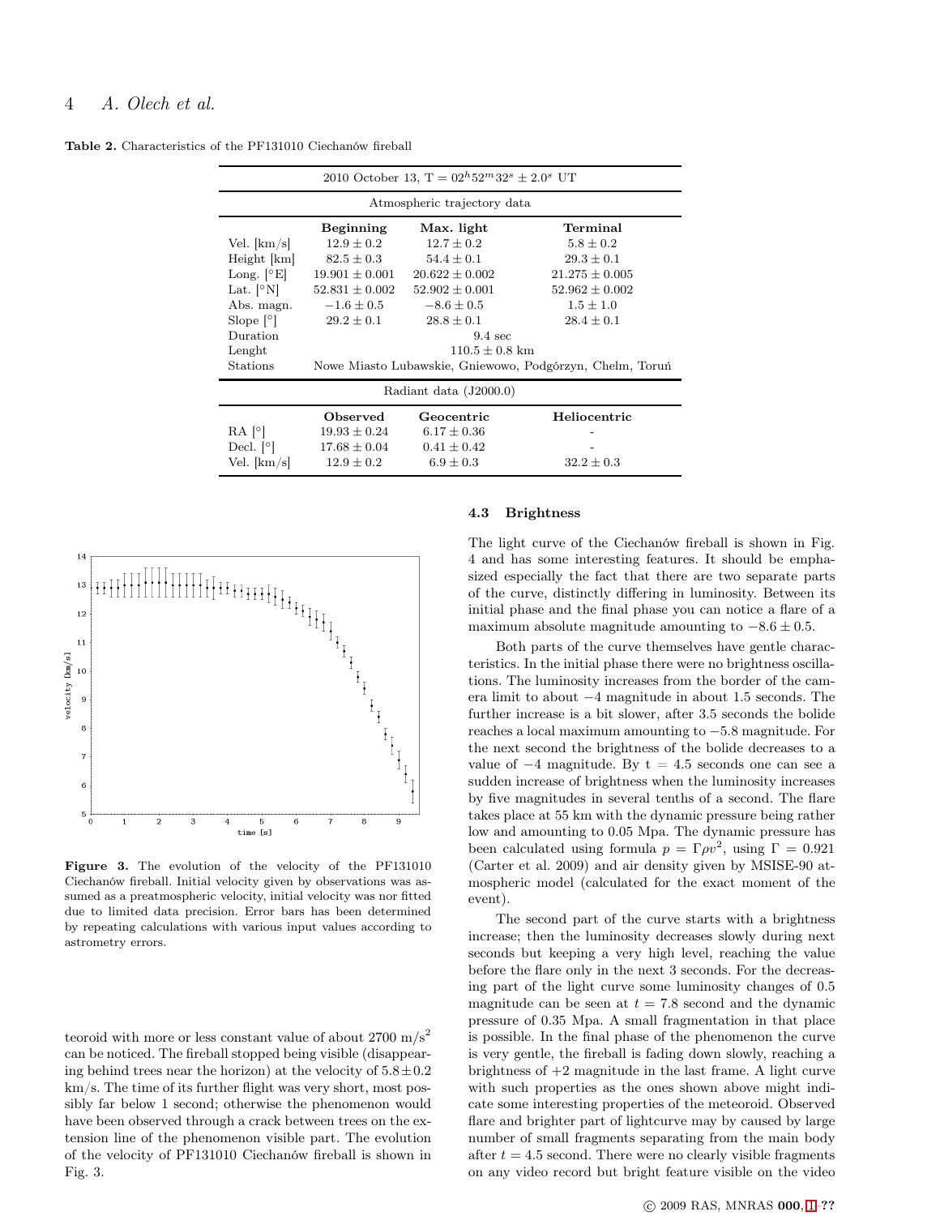**Table 2.** Characteristics of the PF131010 Ciechanów fireball

| 2010 October 13, T = $02^h52^m32^s \pm 2.0^s$ UT | | | |
|---|---|---|---|
| Atmospheric trajectory data | | | |
| | **Beginning** | **Max. light** | **Terminal** |
| Vel. [km/s] | $12.9 \pm 0.2$ | $12.7 \pm 0.2$ | $5.8 \pm 0.2$ |
| Height [km] | $82.5 \pm 0.3$ | $54.4 \pm 0.1$ | $29.3 \pm 0.1$ |
| Long. [°E] | $19.901 \pm 0.001$ | $20.622 \pm 0.002$ | $21.275 \pm 0.005$ |
| Lat. [°N] | $52.831 \pm 0.002$ | $52.902 \pm 0.001$ | $52.962 \pm 0.002$ |
| Abs. magn. | $-1.6 \pm 0.5$ | $-8.6 \pm 0.5$ | $1.5 \pm 1.0$ |
| Slope [°] | $29.2 \pm 0.1$ | $28.8 \pm 0.1$ | $28.4 \pm 0.1$ |
| Duration | 9.4 sec | | |
| Lenght | $110.5 \pm 0.8$ km | | |
| Stations | Nowe Miasto Lubawskie, Gniewowo, Podgórzyn, Chelm, Toruń | | |
| Radiant data (J2000.0) | | | |
| | **Observed** | **Geocentric** | **Heliocentric** |
| RA [°] | $19.93 \pm 0.24$ | $6.17 \pm 0.36$ | - |
| Decl. [°] | $17.68 \pm 0.04$ | $0.41 \pm 0.42$ | - |
| Vel. [km/s] | $12.9 \pm 0.2$ | $6.9 \pm 0.3$ | $32.2 \pm 0.3$ |

**Figure 3.** The evolution of the velocity of the PF131010 Ciechanów fireball. Initial velocity given by observations was assumed as a preatmospheric velocity, initial velocity was nor fitted due to limited data precision. Error bars has been determined by repeating calculations with various input values according to astrometry errors.

teoroid with more or less constant value of about 2700 m/s$^2$ can be noticed. The fireball stopped being visible (disappearing behind trees near the horizon) at the velocity of $5.8 \pm 0.2$ km/s. The time of its further flight was very short, most possibly far below 1 second; otherwise the phenomenon would have been observed through a crack between trees on the extension line of the phenomenon visible part. The evolution of the velocity of PF131010 Ciechanów fireball is shown in Fig. 3.

### 4.3 Brightness

The light curve of the Ciechanów fireball is shown in Fig. 4 and has some interesting features. It should be emphasized especially the fact that there are two separate parts of the curve, distinctly differing in luminosity. Between its initial phase and the final phase you can notice a flare of a maximum absolute magnitude amounting to $-8.6 \pm 0.5$.

Both parts of the curve themselves have gentle characteristics. In the initial phase there were no brightness oscillations. The luminosity increases from the border of the camera limit to about $-4$ magnitude in about 1.5 seconds. The further increase is a bit slower, after 3.5 seconds the bolide reaches a local maximum amounting to $-5.8$ magnitude. For the next second the brightness of the bolide decreases to a value of $-4$ magnitude. By t = 4.5 seconds one can see a sudden increase of brightness when the luminosity increases by five magnitudes in several tenths of a second. The flare takes place at 55 km with the dynamic pressure being rather low and amounting to 0.05 Mpa. The dynamic pressure has been calculated using formula $p = \Gamma \rho v^2$, using $\Gamma = 0.921$ (Carter et al. 2009) and air density given by MSISE-90 atmospheric model (calculated for the exact moment of the event).

The second part of the curve starts with a brightness increase; then the luminosity decreases slowly during next seconds but keeping a very high level, reaching the value before the flare only in the next 3 seconds. For the decreasing part of the light curve some luminosity changes of 0.5 magnitude can be seen at $t = 7.8$ second and the dynamic pressure of 0.35 Mpa. A small fragmentation in that place is possible. In the final phase of the phenomenon the curve is very gentle, the fireball is fading down slowly, reaching a brightness of +2 magnitude in the last frame. A light curve with such properties as the ones shown above might indicate some interesting properties of the meteoroid. Observed flare and brighter part of lightcurve may by caused by large number of small fragments separating from the main body after $t = 4.5$ second. There were no clearly visible fragments on any video record but bright feature visible on the video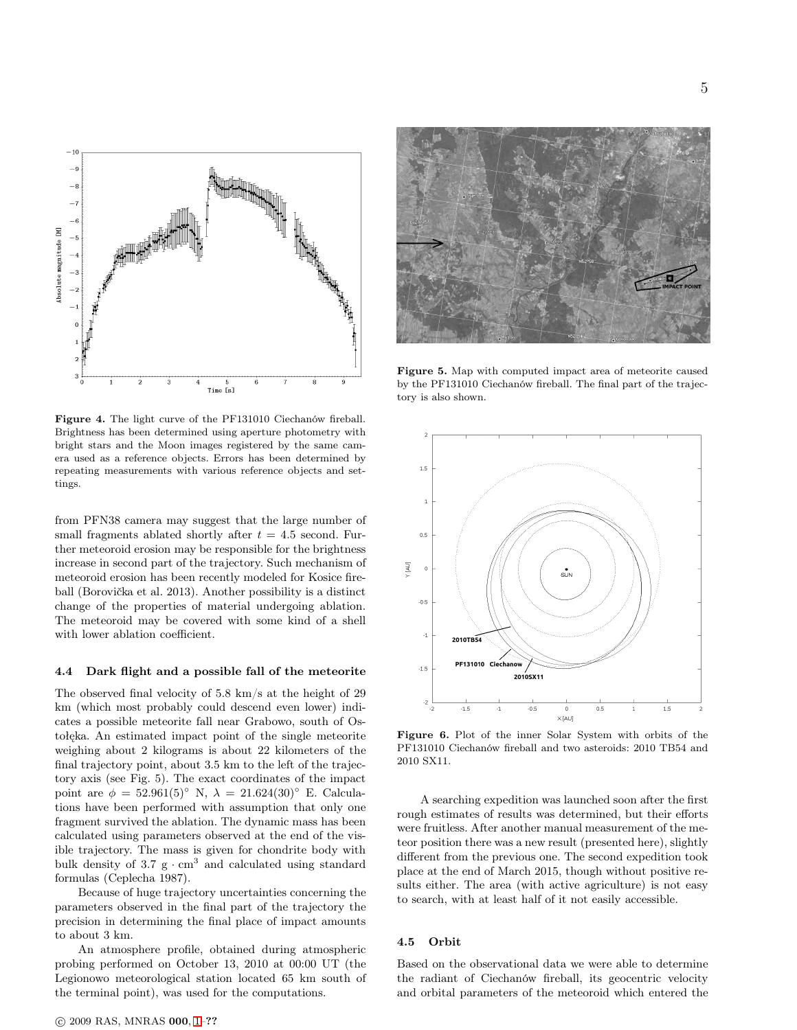Figure 4. The light curve of the PF131010 Ciechanów fireball. Brightness has been determined using aperture photometry with bright stars and the Moon images registered by the same camera used as a reference objects. Errors has been determined by repeating measurements with various reference objects and settings.

from PFN38 camera may suggest that the large number of small fragments ablated shortly after $t = 4.5$ second. Further meteoroid erosion may be responsible for the brightness increase in second part of the trajectory. Such mechanism of meteoroid erosion has been recently modeled for Kosice fireball (Borovička et al. 2013). Another possibility is a distinct change of the properties of material undergoing ablation. The meteoroid may be covered with some kind of a shell with lower ablation coefficient.

### 4.4 Dark flight and a possible fall of the meteorite

The observed final velocity of 5.8 km/s at the height of 29 km (which most probably could descend even lower) indicates a possible meteorite fall near Grabowo, south of Ostołęka. An estimated impact point of the single meteorite weighing about 2 kilograms is about 22 kilometers of the final trajectory point, about 3.5 km to the left of the trajectory axis (see Fig. 5). The exact coordinates of the impact point are $\phi = 52.961(5)^{\circ}$ N, $\lambda = 21.624(30)^{\circ}$ E. Calculations have been performed with assumption that only one fragment survived the ablation. The dynamic mass has been calculated using parameters observed at the end of the visible trajectory. The mass is given for chondrite body with bulk density of 3.7 $\mathrm{g \cdot cm^{3}}$ and calculated using standard formulas (Ceplecha 1987).

Because of huge trajectory uncertainties concerning the parameters observed in the final part of the trajectory the precision in determining the final place of impact amounts to about 3 km.

An atmosphere profile, obtained during atmospheric probing performed on October 13, 2010 at 00:00 UT (the Legionowo meteorological station located 65 km south of the terminal point), was used for the computations.

Figure 5. Map with computed impact area of meteorite caused by the PF131010 Ciechanów fireball. The final part of the trajectory is also shown.

Figure 6. Plot of the inner Solar System with orbits of the PF131010 Ciechanów fireball and two asteroids: 2010 TB54 and 2010 SX11.

A searching expedition was launched soon after the first rough estimates of results was determined, but their efforts were fruitless. After another manual measurement of the meteor position there was a new result (presented here), slightly different from the previous one. The second expedition took place at the end of March 2015, though without positive results either. The area (with active agriculture) is not easy to search, with at least half of it not easily accessible.

### 4.5 Orbit

Based on the observational data we were able to determine the radiant of Ciechanów fireball, its geocentric velocity and orbital parameters of the meteoroid which entered the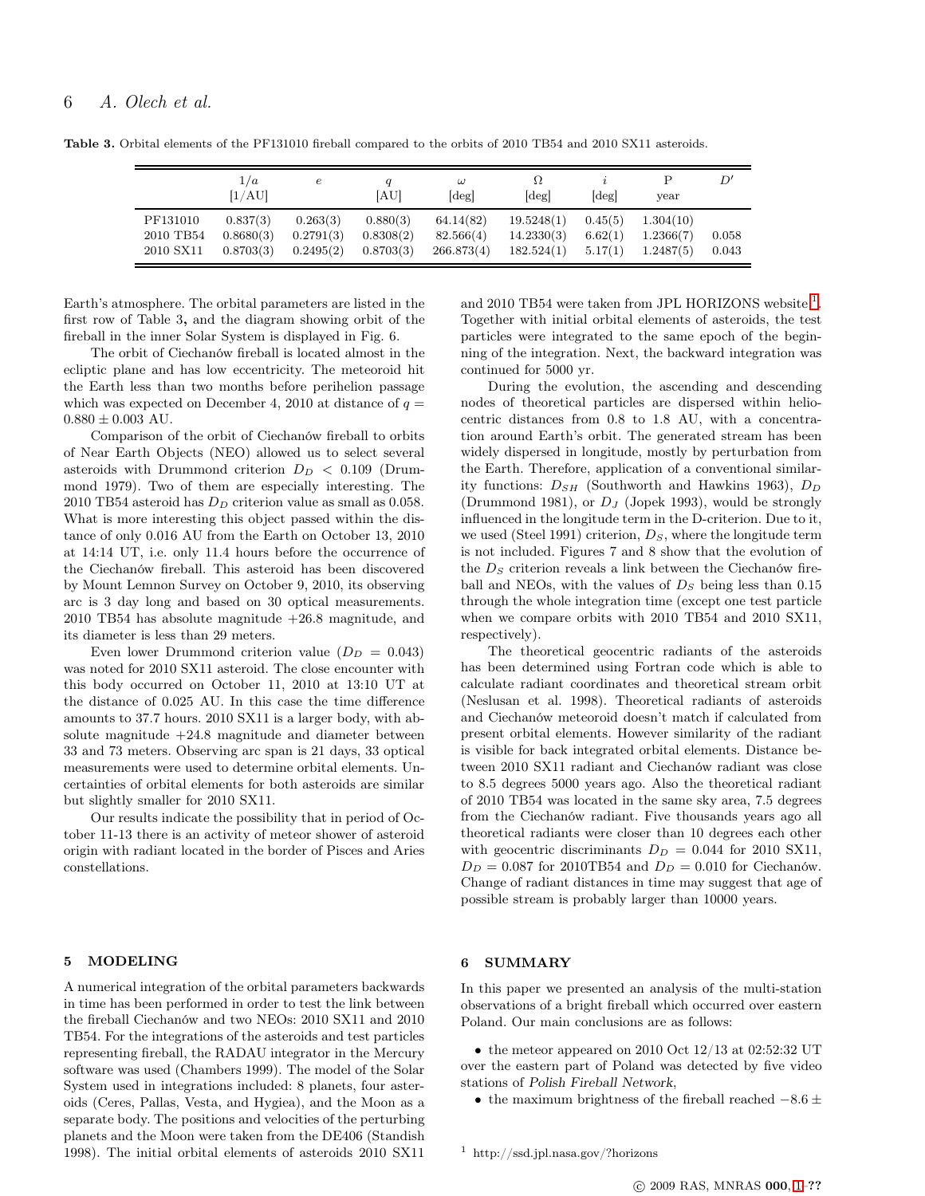**Table 3.** Orbital elements of the PF131010 fireball compared to the orbits of 2010 TB54 and 2010 SX11 asteroids.

| | $1/a$ [1/AU] | $e$ | $q$ [AU] | $\omega$ [deg] | $\Omega$ [deg] | $i$ [deg] | P year | $D'$ |
|---|---|---|---|---|---|---|---|---|
| PF131010 | 0.837(3) | 0.263(3) | 0.880(3) | 64.14(82) | 19.5248(1) | 0.45(5) | 1.304(10) | |
| 2010 TB54 | 0.8680(3) | 0.2791(3) | 0.8308(2) | 82.566(4) | 14.2330(3) | 6.62(1) | 1.2366(7) | 0.058 |
| 2010 SX11 | 0.8703(3) | 0.2495(2) | 0.8703(3) | 266.873(4) | 182.524(1) | 5.17(1) | 1.2487(5) | 0.043 |

Earth's atmosphere. The orbital parameters are listed in the first row of Table 3, and the diagram showing orbit of the fireball in the inner Solar System is displayed in Fig. 6.

The orbit of Ciechanów fireball is located almost in the ecliptic plane and has low eccentricity. The meteoroid hit the Earth less than two months before perihelion passage which was expected on December 4, 2010 at distance of $q = 0.880 \pm 0.003$ AU.

Comparison of the orbit of Ciechanów fireball to orbits of Near Earth Objects (NEO) allowed us to select several asteroids with Drummond criterion $D_D < 0.109$ (Drummond 1979). Two of them are especially interesting. The 2010 TB54 asteroid has $D_D$ criterion value as small as 0.058. What is more interesting this object passed within the distance of only 0.016 AU from the Earth on October 13, 2010 at 14:14 UT, i.e. only 11.4 hours before the occurrence of the Ciechanów fireball. This asteroid has been discovered by Mount Lemnon Survey on October 9, 2010, its observing arc is 3 day long and based on 30 optical measurements. 2010 TB54 has absolute magnitude +26.8 magnitude, and its diameter is less than 29 meters.

Even lower Drummond criterion value ($D_D = 0.043$) was noted for 2010 SX11 asteroid. The close encounter with this body occurred on October 11, 2010 at 13:10 UT at the distance of 0.025 AU. In this case the time difference amounts to 37.7 hours. 2010 SX11 is a larger body, with absolute magnitude +24.8 magnitude and diameter between 33 and 73 meters. Observing arc span is 21 days, 33 optical measurements were used to determine orbital elements. Uncertainties of orbital elements for both asteroids are similar but slightly smaller for 2010 SX11.

Our results indicate the possibility that in period of October 11-13 there is an activity of meteor shower of asteroid origin with radiant located in the border of Pisces and Aries constellations.

## 5 MODELING

A numerical integration of the orbital parameters backwards in time has been performed in order to test the link between the fireball Ciechanów and two NEOs: 2010 SX11 and 2010 TB54. For the integrations of the asteroids and test particles representing fireball, the RADAU integrator in the Mercury software was used (Chambers 1999). The model of the Solar System used in integrations included: 8 planets, four asteroids (Ceres, Pallas, Vesta, and Hygiea), and the Moon as a separate body. The positions and velocities of the perturbing planets and the Moon were taken from the DE406 (Standish 1998). The initial orbital elements of asteroids 2010 SX11 and 2010 TB54 were taken from JPL HORIZONS website[1]. Together with initial orbital elements of asteroids, the test particles were integrated to the same epoch of the beginning of the integration. Next, the backward integration was continued for 5000 yr.

During the evolution, the ascending and descending nodes of theoretical particles are dispersed within heliocentric distances from 0.8 to 1.8 AU, with a concentration around Earth's orbit. The generated stream has been widely dispersed in longitude, mostly by perturbation from the Earth. Therefore, application of a conventional similarity functions: $D_{SH}$ (Southworth and Hawkins 1963), $D_D$ (Drummond 1981), or $D_J$ (Jopek 1993), would be strongly influenced in the longitude term in the D-criterion. Due to it, we used (Steel 1991) criterion, $D_S$, where the longitude term is not included. Figures 7 and 8 show that the evolution of the $D_S$ criterion reveals a link between the Ciechanów fireball and NEOs, with the values of $D_S$ being less than 0.15 through the whole integration time (except one test particle when we compare orbits with 2010 TB54 and 2010 SX11, respectively).

The theoretical geocentric radiants of the asteroids has been determined using Fortran code which is able to calculate radiant coordinates and theoretical stream orbit (Neslusan et al. 1998). Theoretical radiants of asteroids and Ciechanów meteoroid doesn't match if calculated from present orbital elements. However similarity of the radiant is visible for back integrated orbital elements. Distance between 2010 SX11 radiant and Ciechanów radiant was close to 8.5 degrees 5000 years ago. Also the theoretical radiant of 2010 TB54 was located in the same sky area, 7.5 degrees from the Ciechanów radiant. Five thousands years ago all theoretical radiants were closer than 10 degrees each other with geocentric discriminants $D_D = 0.044$ for 2010 SX11, $D_D = 0.087$ for 2010TB54 and $D_D = 0.010$ for Ciechanów. Change of radiant distances in time may suggest that age of possible stream is probably larger than 10000 years.

## 6 SUMMARY

In this paper we presented an analysis of the multi-station observations of a bright fireball which occurred over eastern Poland. Our main conclusions are as follows:

- the meteor appeared on 2010 Oct 12/13 at 02:52:32 UT over the eastern part of Poland was detected by five video stations of *Polish Fireball Network*,
- the maximum brightness of the fireball reached $-8.6 \pm$

[1] http://ssd.jpl.nasa.gov/?horizons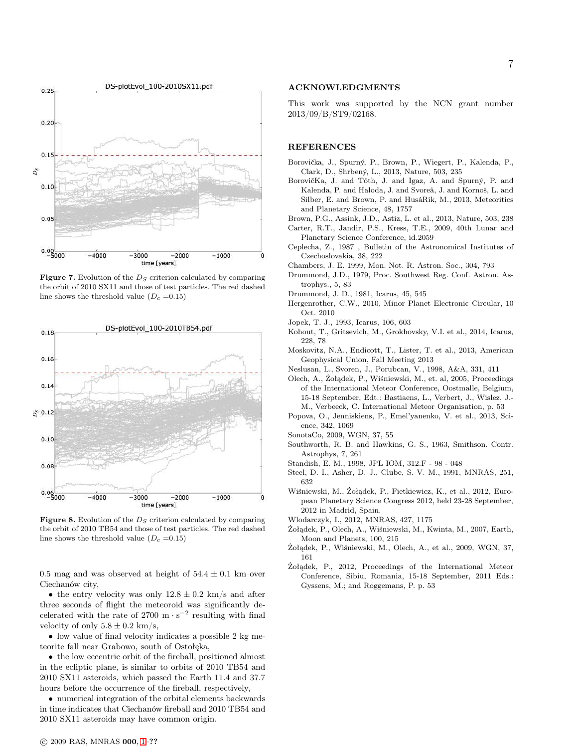DS-plotEvol_100-2010SX11.pdf

0.25
0.20
0.15
0.10
0.05
0.00

$D_S$

−5000 −4000 −3000 −2000 −1000 0

time [years]

**Figure 7.** Evolution of the $D_S$ criterion calculated by comparing the orbit of 2010 SX11 and those of test particles. The red dashed line shows the threshold value ($D_c$ =0.15)

DS-plotEvol_100-2010TB54.pdf

0.18
0.16
0.14
0.12
0.10
0.08
0.06

$D_S$

−5000 −4000 −3000 −2000 −1000 0

time [years]

**Figure 8.** Evolution of the $D_S$ criterion calculated by comparing the orbit of 2010 TB54 and those of test particles. The red dashed line shows the threshold value ($D_c$ =0.15)

0.5 mag and was observed at height of $54.4 \pm 0.1$ km over Ciechanów city,

- the entry velocity was only $12.8 \pm 0.2$ km/s and after three seconds of flight the meteoroid was significantly decelerated with the rate of 2700 $\mathrm{m \cdot s^{-2}}$ resulting with final velocity of only $5.8 \pm 0.2$ km/s,
- low value of final velocity indicates a possible 2 kg meteorite fall near Grabowo, south of Ostołęka,
- the low eccentric orbit of the fireball, positioned almost in the ecliptic plane, is similar to orbits of 2010 TB54 and 2010 SX11 asteroids, which passed the Earth 11.4 and 37.7 hours before the occurrence of the fireball, respectively,
- numerical integration of the orbital elements backwards in time indicates that Ciechanów fireball and 2010 TB54 and 2010 SX11 asteroids may have common origin.

## ACKNOWLEDGMENTS

This work was supported by the NCN grant number 2013/09/B/ST9/02168.

## REFERENCES

Borovička, J., Spurný, P., Brown, P., Wiegert, P., Kalenda, P., Clark, D., Shrbený, L., 2013, Nature, 503, 235

BorovičKa, J. and Tóth, J. and Igaz, A. and Spurný, P. and Kalenda, P. and Haloda, J. and Svoreâ, J. and Kornoš, L. and Silber, E. and Brown, P. and HusáRik, M., 2013, Meteoritics and Planetary Science, 48, 1757

Brown, P.G., Assink, J.D., Astiz, L. et al., 2013, Nature, 503, 238

Carter, R.T., Jandir, P.S., Kress, T.E., 2009, 40th Lunar and Planetary Science Conference, id.2059

Ceplecha, Z., 1987 , Bulletin of the Astronomical Institutes of Czechoslovakia, 38, 222

Chambers, J. E. 1999, Mon. Not. R. Astron. Soc., 304, 793

Drummond, J.D., 1979, Proc. Southwest Reg. Conf. Astron. Astrophys., 5, 83

Drummond, J. D., 1981, Icarus, 45, 545

Hergenrother, C.W., 2010, Minor Planet Electronic Circular, 10 Oct. 2010

Jopek, T. J., 1993, Icarus, 106, 603

Kohout, T., Gritsevich, M., Grokhovsky, V.I. et al., 2014, Icarus, 228, 78

Moskovitz, N.A., Endicott, T., Lister, T. et al., 2013, American Geophysical Union, Fall Meeting 2013

Neslusan, L., Svoren, J., Porubcan, V., 1998, A&A, 331, 411

Olech, A., Żołądek, P., Wiśniewski, M., et. al, 2005, Proceedings of the International Meteor Conference, Oostmalle, Belgium, 15-18 September, Edt.: Bastiaens, L., Verbert, J., Wislez, J.-M., Verbeeck, C. International Meteor Organisation, p. 53

Popova, O., Jenniskiens, P., Emel'yanenko, V. et al., 2013, Science, 342, 1069

SonotaCo, 2009, WGN, 37, 55

Southworth, R. B. and Hawkins, G. S., 1963, Smithson. Contr. Astrophys, 7, 261

Standish, E. M., 1998, JPL IOM, 312.F - 98 - 048

Steel, D. I., Asher, D. J., Clube, S. V. M., 1991, MNRAS, 251, 632

Wiśniewski, M., Żołądek, P., Fietkiewicz, K., et al., 2012, European Planetary Science Congress 2012, held 23-28 September, 2012 in Madrid, Spain.

Wlodarczyk, I., 2012, MNRAS, 427, 1175

Żołądek, P., Olech, A., Wiśniewski, M., Kwinta, M., 2007, Earth, Moon and Planets, 100, 215

Żołądek, P., Wiśniewski, M., Olech, A., et al., 2009, WGN, 37, 161

Żołądek, P., 2012, Proceedings of the International Meteor Conference, Sibiu, Romania, 15-18 September, 2011 Eds.: Gyssens, M.; and Roggemans, P. p. 53